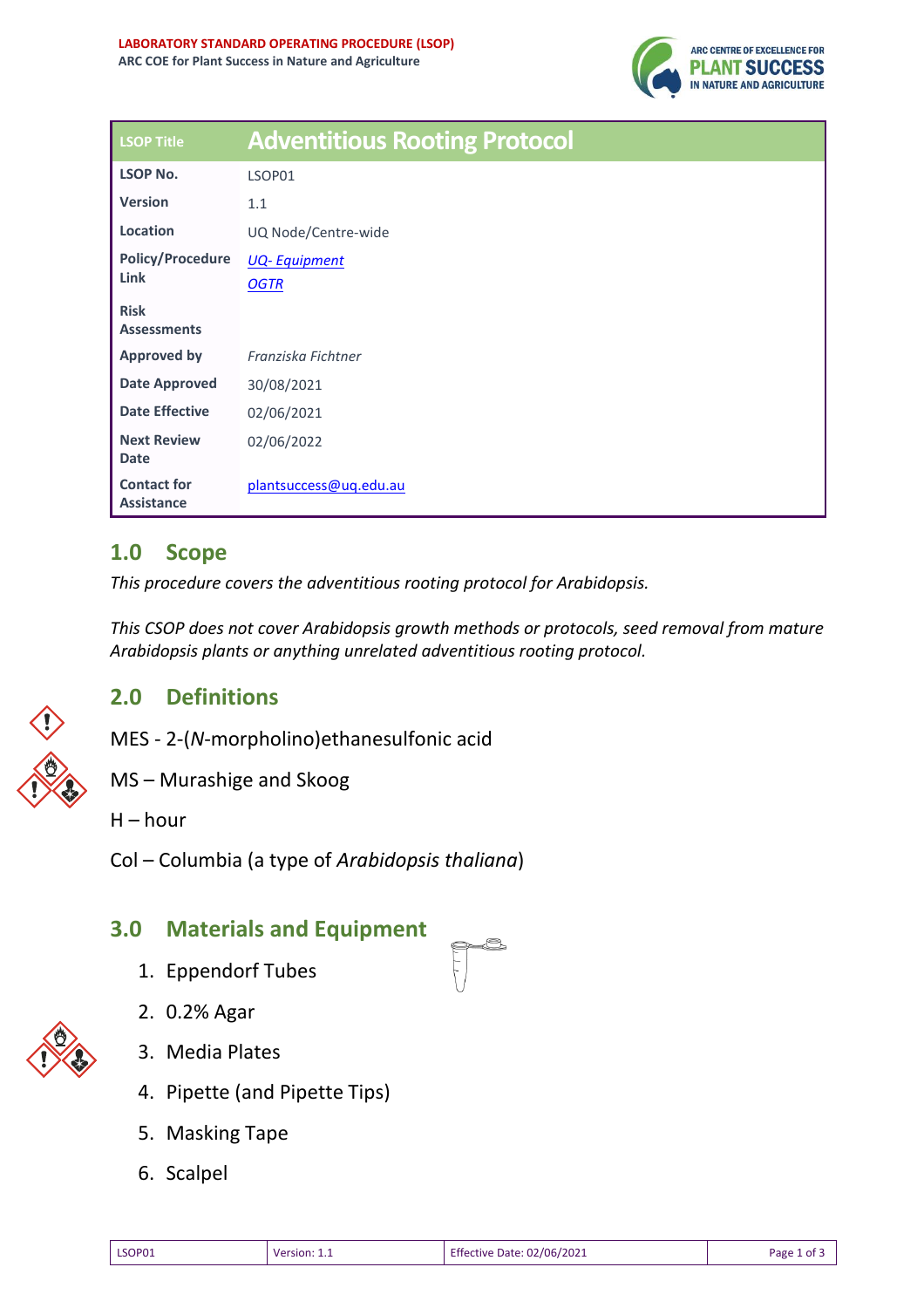**LABORATORY STANDARD OPERATING PROCEDURE (LSOP)**
**ARC COE for Plant Success in Nature and Agriculture**

| LSOP Title | Adventitious Rooting Protocol |
|---|---|
| LSOP No. | LSOP01 |
| Version | 1.1 |
| Location | UQ Node/Centre-wide |
| Policy/Procedure Link | *UQ- Equipment* <br> *OGTR* |
| Risk Assessments | |
| Approved by | *Franziska Fichtner* |
| Date Approved | 30/08/2021 |
| Date Effective | 02/06/2021 |
| Next Review Date | 02/06/2022 |
| Contact for Assistance | plantsuccess@uq.edu.au |

## 1.0 Scope

*This procedure covers the adventitious rooting protocol for Arabidopsis.*

*This CSOP does not cover Arabidopsis growth methods or protocols, seed removal from mature Arabidopsis plants or anything unrelated adventitious rooting protocol.*

## 2.0 Definitions

MES - 2-(*N*-morpholino)ethanesulfonic acid

MS – Murashige and Skoog

H – hour

Col – Columbia (a type of *Arabidopsis thaliana*)

## 3.0 Materials and Equipment

1. Eppendorf Tubes
2. 0.2% Agar
3. Media Plates
4. Pipette (and Pipette Tips)
5. Masking Tape
6. Scalpel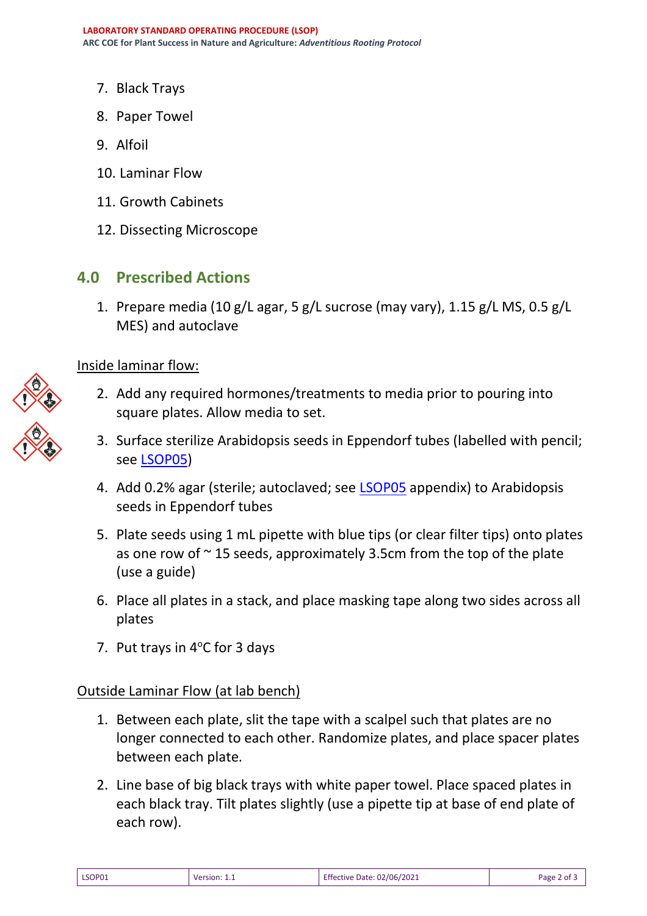7. Black Trays
8. Paper Towel
9. Alfoil
10. Laminar Flow
11. Growth Cabinets
12. Dissecting Microscope

## 4.0 Prescribed Actions

1. Prepare media (10 g/L agar, 5 g/L sucrose (may vary), 1.15 g/L MS, 0.5 g/L MES) and autoclave

<u>Inside laminar flow:</u>

2. Add any required hormones/treatments to media prior to pouring into square plates. Allow media to set.
3. Surface sterilize Arabidopsis seeds in Eppendorf tubes (labelled with pencil; see [LSOP05](LSOP05))
4. Add 0.2% agar (sterile; autoclaved; see [LSOP05](LSOP05) appendix) to Arabidopsis seeds in Eppendorf tubes
5. Plate seeds using 1 mL pipette with blue tips (or clear filter tips) onto plates as one row of ~ 15 seeds, approximately 3.5cm from the top of the plate (use a guide)
6. Place all plates in a stack, and place masking tape along two sides across all plates
7. Put trays in 4$^{o}$C for 3 days

<u>Outside Laminar Flow (at lab bench)</u>

1. Between each plate, slit the tape with a scalpel such that plates are no longer connected to each other. Randomize plates, and place spacer plates between each plate.
2. Line base of big black trays with white paper towel. Place spaced plates in each black tray. Tilt plates slightly (use a pipette tip at base of end plate of each row).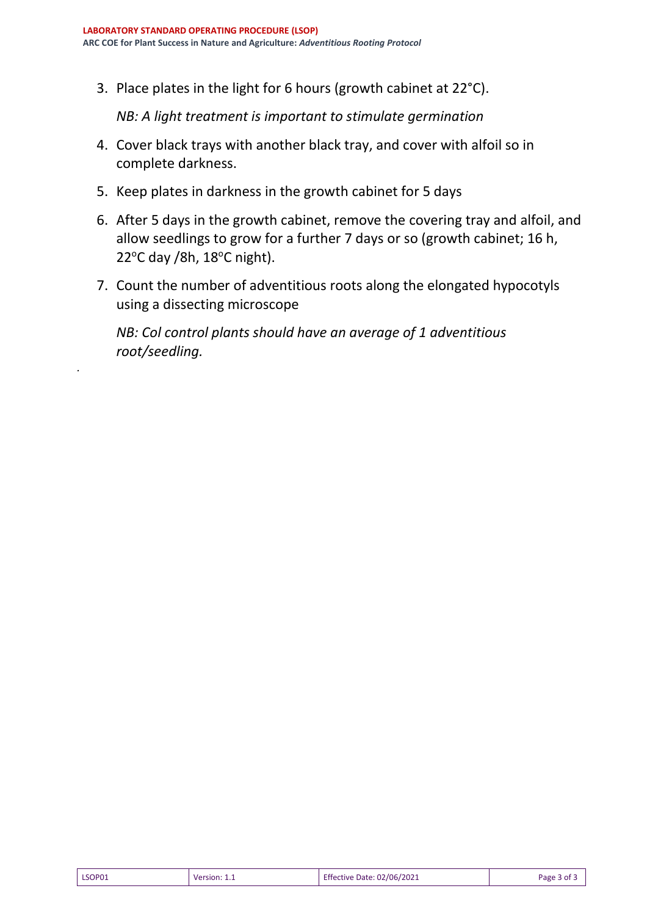3. Place plates in the light for 6 hours (growth cabinet at 22°C).

   *NB: A light treatment is important to stimulate germination*

4. Cover black trays with another black tray, and cover with alfoil so in complete darkness.

5. Keep plates in darkness in the growth cabinet for 5 days

6. After 5 days in the growth cabinet, remove the covering tray and alfoil, and allow seedlings to grow for a further 7 days or so (growth cabinet; 16 h, 22$^{o}$C day /8h, 18$^{o}$C night).

7. Count the number of adventitious roots along the elongated hypocotyls using a dissecting microscope

   *NB: Col control plants should have an average of 1 adventitious root/seedling.*

.